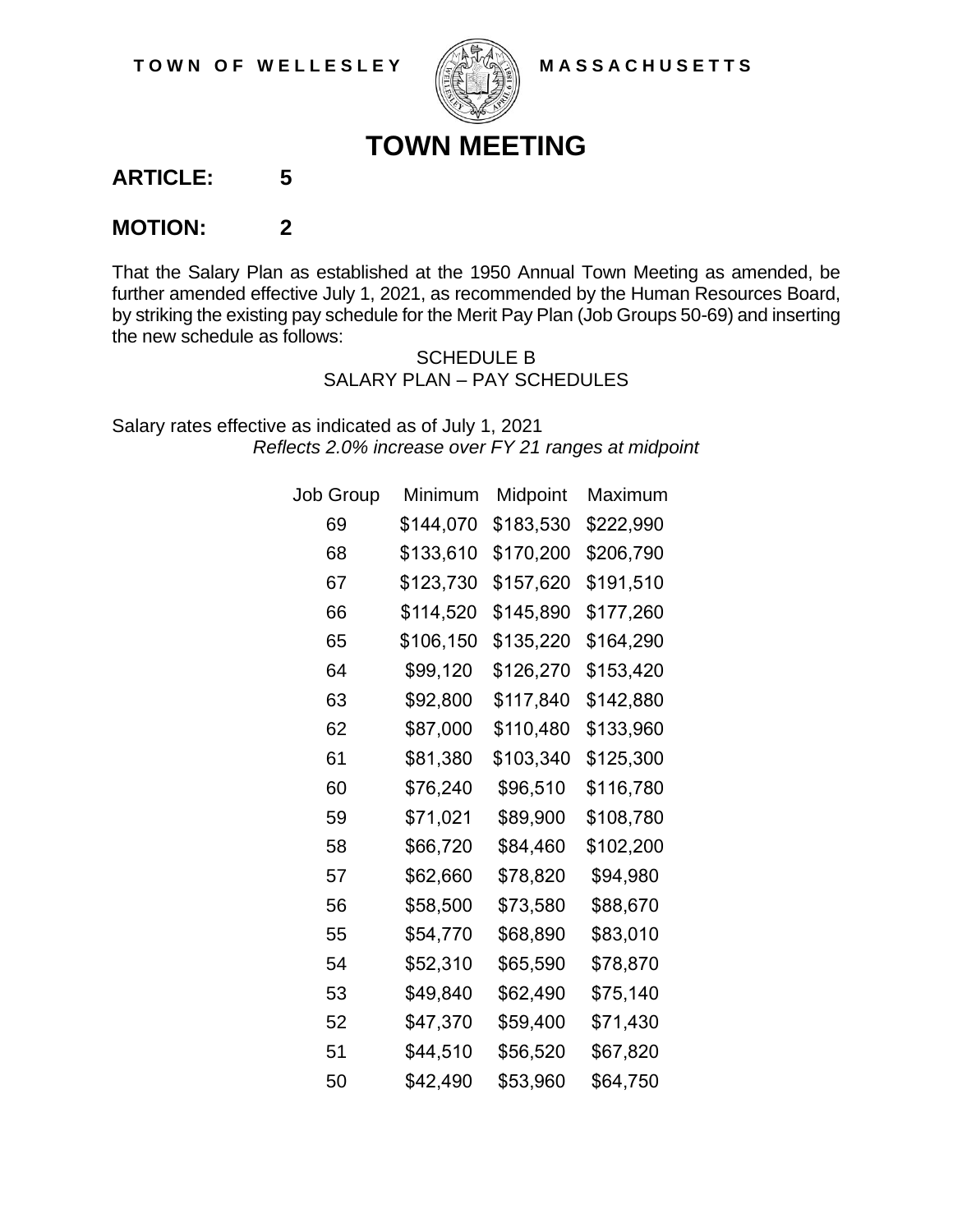TOWN OF WELLESLEY MASSACHUSETTS

# TOWN MEETING

## ARTICLE: 5

## MOTION: 2

That the Salary Plan as established at the 1950 Annual Town Meeting as amended, be further amended effective July 1, 2021, as recommended by the Human Resources Board, by striking the existing pay schedule for the Merit Pay Plan (Job Groups 50-69) and inserting the new schedule as follows:

SCHEDULE B
SALARY PLAN – PAY SCHEDULES

Salary rates effective as indicated as of July 1, 2021
*Reflects 2.0% increase over FY 21 ranges at midpoint*

| Job Group | Minimum | Midpoint | Maximum |
|---|---|---|---|
| 69 | $144,070 | $183,530 | $222,990 |
| 68 | $133,610 | $170,200 | $206,790 |
| 67 | $123,730 | $157,620 | $191,510 |
| 66 | $114,520 | $145,890 | $177,260 |
| 65 | $106,150 | $135,220 | $164,290 |
| 64 | $99,120 | $126,270 | $153,420 |
| 63 | $92,800 | $117,840 | $142,880 |
| 62 | $87,000 | $110,480 | $133,960 |
| 61 | $81,380 | $103,340 | $125,300 |
| 60 | $76,240 | $96,510 | $116,780 |
| 59 | $71,021 | $89,900 | $108,780 |
| 58 | $66,720 | $84,460 | $102,200 |
| 57 | $62,660 | $78,820 | $94,980 |
| 56 | $58,500 | $73,580 | $88,670 |
| 55 | $54,770 | $68,890 | $83,010 |
| 54 | $52,310 | $65,590 | $78,870 |
| 53 | $49,840 | $62,490 | $75,140 |
| 52 | $47,370 | $59,400 | $71,430 |
| 51 | $44,510 | $56,520 | $67,820 |
| 50 | $42,490 | $53,960 | $64,750 |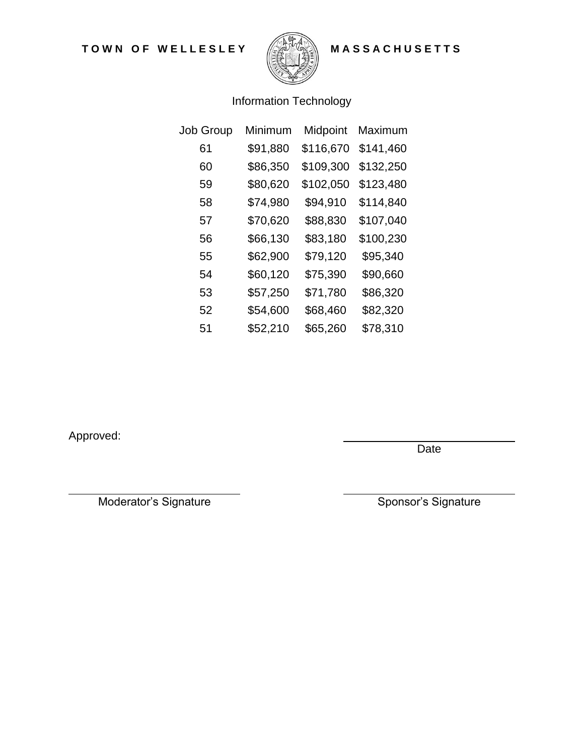TOWN OF WELLESLEY MASSACHUSETTS

Information Technology

| Job Group | Minimum | Midpoint | Maximum |
|---|---|---|---|
| 61 | $91,880 | $116,670 | $141,460 |
| 60 | $86,350 | $109,300 | $132,250 |
| 59 | $80,620 | $102,050 | $123,480 |
| 58 | $74,980 | $94,910 | $114,840 |
| 57 | $70,620 | $88,830 | $107,040 |
| 56 | $66,130 | $83,180 | $100,230 |
| 55 | $62,900 | $79,120 | $95,340 |
| 54 | $60,120 | $75,390 | $90,660 |
| 53 | $57,250 | $71,780 | $86,320 |
| 52 | $54,600 | $68,460 | $82,320 |
| 51 | $52,210 | $65,260 | $78,310 |

Approved:

Date

Moderator's Signature

Sponsor's Signature